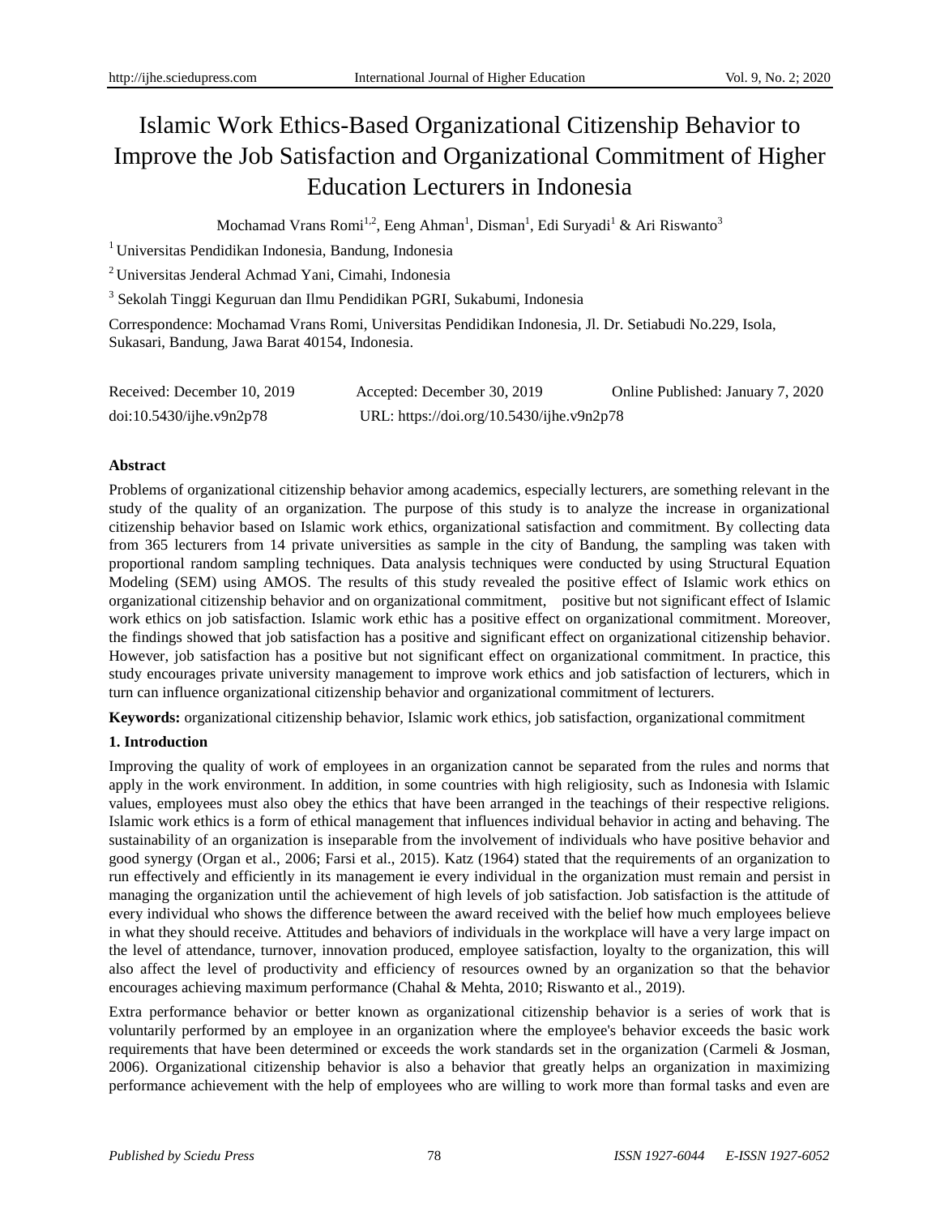# Islamic Work Ethics-Based Organizational Citizenship Behavior to Improve the Job Satisfaction and Organizational Commitment of Higher Education Lecturers in Indonesia

Mochamad Vrans Romi[1,2], Eeng Ahman[1], Disman[1], Edi Suryadi[1] & Ari Riswanto[3]

[1] Universitas Pendidikan Indonesia, Bandung, Indonesia

[2] Universitas Jenderal Achmad Yani, Cimahi, Indonesia

[3] Sekolah Tinggi Keguruan dan Ilmu Pendidikan PGRI, Sukabumi, Indonesia

Correspondence: Mochamad Vrans Romi, Universitas Pendidikan Indonesia, Jl. Dr. Setiabudi No.229, Isola, Sukasari, Bandung, Jawa Barat 40154, Indonesia.

Received: December 10, 2019 Accepted: December 30, 2019 Online Published: January 7, 2020

doi:10.5430/ijhe.v9n2p78 URL: https://doi.org/10.5430/ijhe.v9n2p78

**Abstract**

Problems of organizational citizenship behavior among academics, especially lecturers, are something relevant in the study of the quality of an organization. The purpose of this study is to analyze the increase in organizational citizenship behavior based on Islamic work ethics, organizational satisfaction and commitment. By collecting data from 365 lecturers from 14 private universities as sample in the city of Bandung, the sampling was taken with proportional random sampling techniques. Data analysis techniques were conducted by using Structural Equation Modeling (SEM) using AMOS. The results of this study revealed the positive effect of Islamic work ethics on organizational citizenship behavior and on organizational commitment, positive but not significant effect of Islamic work ethics on job satisfaction. Islamic work ethic has a positive effect on organizational commitment. Moreover, the findings showed that job satisfaction has a positive and significant effect on organizational citizenship behavior. However, job satisfaction has a positive but not significant effect on organizational commitment. In practice, this study encourages private university management to improve work ethics and job satisfaction of lecturers, which in turn can influence organizational citizenship behavior and organizational commitment of lecturers.

**Keywords:** organizational citizenship behavior, Islamic work ethics, job satisfaction, organizational commitment

## 1. Introduction

Improving the quality of work of employees in an organization cannot be separated from the rules and norms that apply in the work environment. In addition, in some countries with high religiosity, such as Indonesia with Islamic values, employees must also obey the ethics that have been arranged in the teachings of their respective religions. Islamic work ethics is a form of ethical management that influences individual behavior in acting and behaving. The sustainability of an organization is inseparable from the involvement of individuals who have positive behavior and good synergy (Organ et al., 2006; Farsi et al., 2015). Katz (1964) stated that the requirements of an organization to run effectively and efficiently in its management ie every individual in the organization must remain and persist in managing the organization until the achievement of high levels of job satisfaction. Job satisfaction is the attitude of every individual who shows the difference between the award received with the belief how much employees believe in what they should receive. Attitudes and behaviors of individuals in the workplace will have a very large impact on the level of attendance, turnover, innovation produced, employee satisfaction, loyalty to the organization, this will also affect the level of productivity and efficiency of resources owned by an organization so that the behavior encourages achieving maximum performance (Chahal & Mehta, 2010; Riswanto et al., 2019).

Extra performance behavior or better known as organizational citizenship behavior is a series of work that is voluntarily performed by an employee in an organization where the employee's behavior exceeds the basic work requirements that have been determined or exceeds the work standards set in the organization (Carmeli & Josman, 2006). Organizational citizenship behavior is also a behavior that greatly helps an organization in maximizing performance achievement with the help of employees who are willing to work more than formal tasks and even are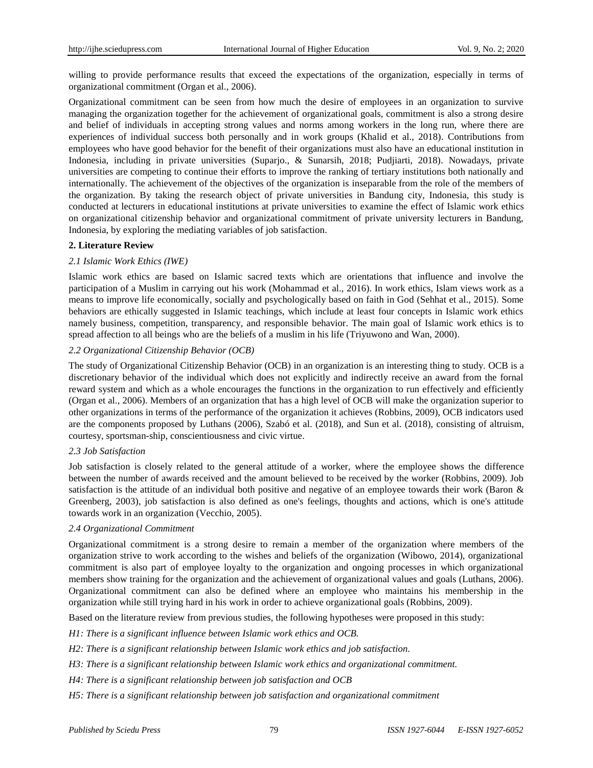willing to provide performance results that exceed the expectations of the organization, especially in terms of organizational commitment (Organ et al., 2006).

Organizational commitment can be seen from how much the desire of employees in an organization to survive managing the organization together for the achievement of organizational goals, commitment is also a strong desire and belief of individuals in accepting strong values and norms among workers in the long run, where there are experiences of individual success both personally and in work groups (Khalid et al., 2018). Contributions from employees who have good behavior for the benefit of their organizations must also have an educational institution in Indonesia, including in private universities (Suparjo., & Sunarsih, 2018; Pudjiarti, 2018). Nowadays, private universities are competing to continue their efforts to improve the ranking of tertiary institutions both nationally and internationally. The achievement of the objectives of the organization is inseparable from the role of the members of the organization. By taking the research object of private universities in Bandung city, Indonesia, this study is conducted at lecturers in educational institutions at private universities to examine the effect of Islamic work ethics on organizational citizenship behavior and organizational commitment of private university lecturers in Bandung, Indonesia, by exploring the mediating variables of job satisfaction.

## 2. Literature Review

### *2.1 Islamic Work Ethics (IWE)*

Islamic work ethics are based on Islamic sacred texts which are orientations that influence and involve the participation of a Muslim in carrying out his work (Mohammad et al., 2016). In work ethics, Islam views work as a means to improve life economically, socially and psychologically based on faith in God (Sehhat et al., 2015). Some behaviors are ethically suggested in Islamic teachings, which include at least four concepts in Islamic work ethics namely business, competition, transparency, and responsible behavior. The main goal of Islamic work ethics is to spread affection to all beings who are the beliefs of a muslim in his life (Triyuwono and Wan, 2000).

### *2.2 Organizational Citizenship Behavior (OCB)*

The study of Organizational Citizenship Behavior (OCB) in an organization is an interesting thing to study. OCB is a discretionary behavior of the individual which does not explicitly and indirectly receive an award from the fornal reward system and which as a whole encourages the functions in the organization to run effectively and efficiently (Organ et al., 2006). Members of an organization that has a high level of OCB will make the organization superior to other organizations in terms of the performance of the organization it achieves (Robbins, 2009), OCB indicators used are the components proposed by Luthans (2006), Szabó et al. (2018), and Sun et al. (2018), consisting of altruism, courtesy, sportsman-ship, conscientiousness and civic virtue.

### *2.3 Job Satisfaction*

Job satisfaction is closely related to the general attitude of a worker, where the employee shows the difference between the number of awards received and the amount believed to be received by the worker (Robbins, 2009). Job satisfaction is the attitude of an individual both positive and negative of an employee towards their work (Baron & Greenberg, 2003), job satisfaction is also defined as one's feelings, thoughts and actions, which is one's attitude towards work in an organization (Vecchio, 2005).

### *2.4 Organizational Commitment*

Organizational commitment is a strong desire to remain a member of the organization where members of the organization strive to work according to the wishes and beliefs of the organization (Wibowo, 2014), organizational commitment is also part of employee loyalty to the organization and ongoing processes in which organizational members show training for the organization and the achievement of organizational values and goals (Luthans, 2006). Organizational commitment can also be defined where an employee who maintains his membership in the organization while still trying hard in his work in order to achieve organizational goals (Robbins, 2009).

Based on the literature review from previous studies, the following hypotheses were proposed in this study:

*H1: There is a significant influence between Islamic work ethics and OCB.*

*H2: There is a significant relationship between Islamic work ethics and job satisfaction.*

*H3: There is a significant relationship between Islamic work ethics and organizational commitment.*

*H4: There is a significant relationship between job satisfaction and OCB*

*H5: There is a significant relationship between job satisfaction and organizational commitment*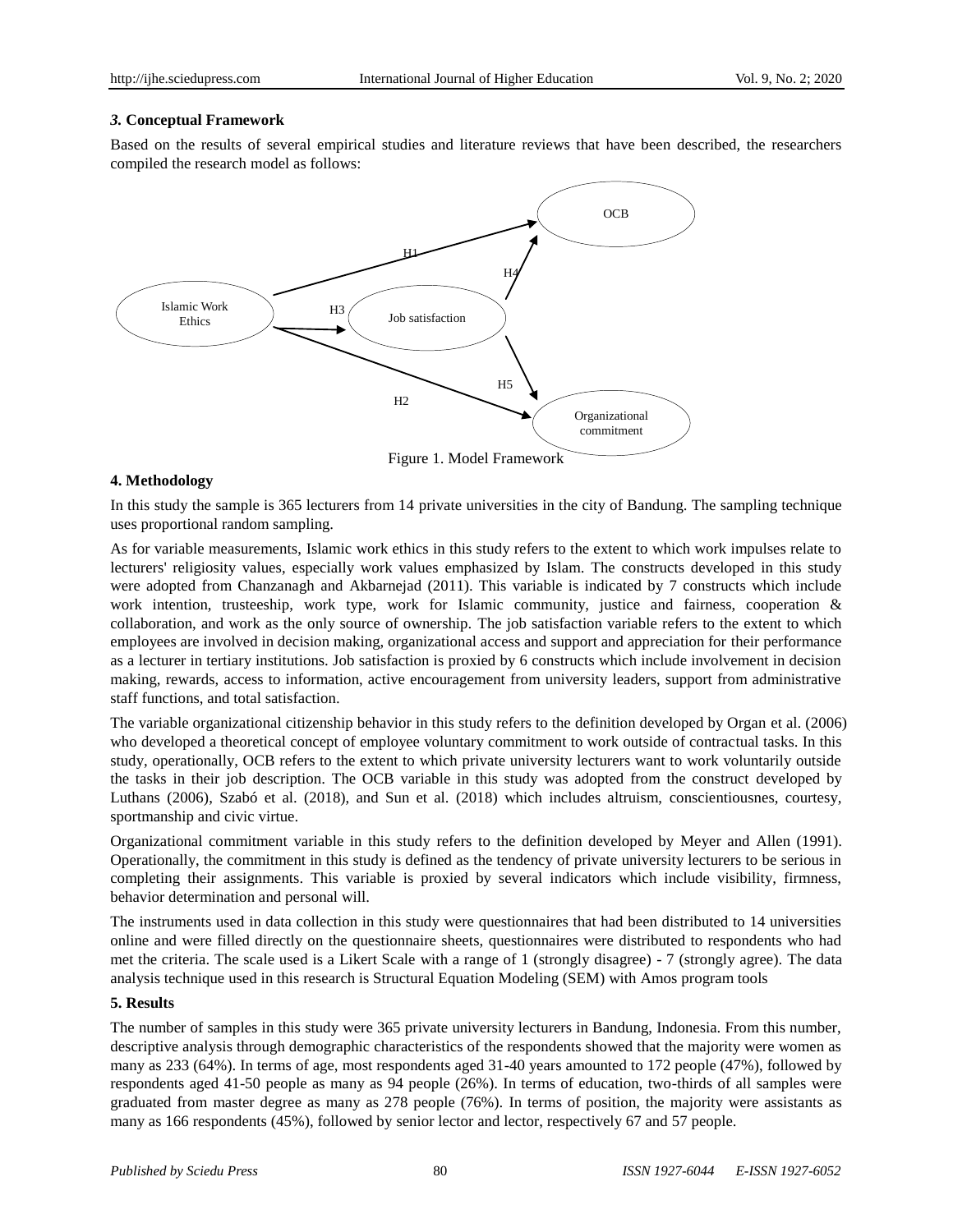### *3.* **Conceptual Framework**

Based on the results of several empirical studies and literature reviews that have been described, the researchers compiled the research model as follows:

Figure 1. Model Framework

**4. Methodology**

In this study the sample is 365 lecturers from 14 private universities in the city of Bandung. The sampling technique uses proportional random sampling.

As for variable measurements, Islamic work ethics in this study refers to the extent to which work impulses relate to lecturers' religiosity values, especially work values emphasized by Islam. The constructs developed in this study were adopted from Chanzanagh and Akbarnejad (2011). This variable is indicated by 7 constructs which include work intention, trusteeship, work type, work for Islamic community, justice and fairness, cooperation & collaboration, and work as the only source of ownership. The job satisfaction variable refers to the extent to which employees are involved in decision making, organizational access and support and appreciation for their performance as a lecturer in tertiary institutions. Job satisfaction is proxied by 6 constructs which include involvement in decision making, rewards, access to information, active encouragement from university leaders, support from administrative staff functions, and total satisfaction.

The variable organizational citizenship behavior in this study refers to the definition developed by Organ et al. (2006) who developed a theoretical concept of employee voluntary commitment to work outside of contractual tasks. In this study, operationally, OCB refers to the extent to which private university lecturers want to work voluntarily outside the tasks in their job description. The OCB variable in this study was adopted from the construct developed by Luthans (2006), Szabó et al. (2018), and Sun et al. (2018) which includes altruism, conscientiousnes, courtesy, sportmanship and civic virtue.

Organizational commitment variable in this study refers to the definition developed by Meyer and Allen (1991). Operationally, the commitment in this study is defined as the tendency of private university lecturers to be serious in completing their assignments. This variable is proxied by several indicators which include visibility, firmness, behavior determination and personal will.

The instruments used in data collection in this study were questionnaires that had been distributed to 14 universities online and were filled directly on the questionnaire sheets, questionnaires were distributed to respondents who had met the criteria. The scale used is a Likert Scale with a range of 1 (strongly disagree) - 7 (strongly agree). The data analysis technique used in this research is Structural Equation Modeling (SEM) with Amos program tools

**5. Results**

The number of samples in this study were 365 private university lecturers in Bandung, Indonesia. From this number, descriptive analysis through demographic characteristics of the respondents showed that the majority were women as many as 233 (64%). In terms of age, most respondents aged 31-40 years amounted to 172 people (47%), followed by respondents aged 41-50 people as many as 94 people (26%). In terms of education, two-thirds of all samples were graduated from master degree as many as 278 people (76%). In terms of position, the majority were assistants as many as 166 respondents (45%), followed by senior lector and lector, respectively 67 and 57 people.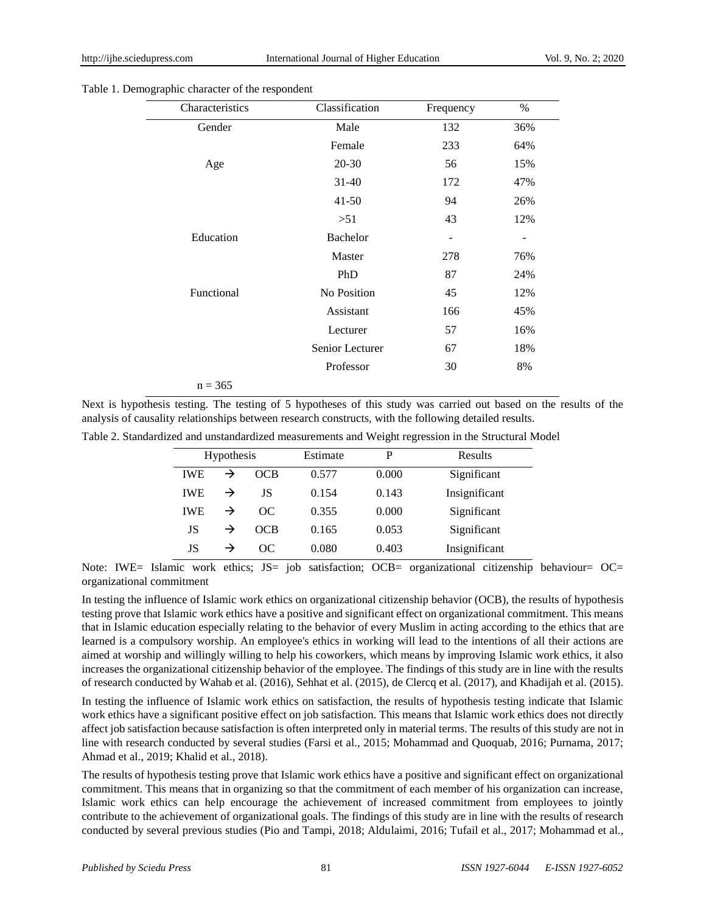Table 1. Demographic character of the respondent

| Characteristics | Classification | Frequency | % |
|---|---|---|---|
| Gender | Male | 132 | 36% |
| | Female | 233 | 64% |
| Age | 20-30 | 56 | 15% |
| | 31-40 | 172 | 47% |
| | 41-50 | 94 | 26% |
| | >51 | 43 | 12% |
| Education | Bachelor | - | - |
| | Master | 278 | 76% |
| | PhD | 87 | 24% |
| Functional | No Position | 45 | 12% |
| | Assistant | 166 | 45% |
| | Lecturer | 57 | 16% |
| | Senior Lecturer | 67 | 18% |
| | Professor | 30 | 8% |
| n = 365 | | | |

Next is hypothesis testing. The testing of 5 hypotheses of this study was carried out based on the results of the analysis of causality relationships between research constructs, with the following detailed results.

Table 2. Standardized and unstandardized measurements and Weight regression in the Structural Model

| Hypothesis | | | Estimate | P | Results |
|---|---|---|---|---|---|
| IWE | → | OCB | 0.577 | 0.000 | Significant |
| IWE | → | JS | 0.154 | 0.143 | Insignificant |
| IWE | → | OC | 0.355 | 0.000 | Significant |
| JS | → | OCB | 0.165 | 0.053 | Significant |
| JS | → | OC | 0.080 | 0.403 | Insignificant |

Note: IWE= Islamic work ethics; JS= job satisfaction; OCB= organizational citizenship behaviour= OC= organizational commitment

In testing the influence of Islamic work ethics on organizational citizenship behavior (OCB), the results of hypothesis testing prove that Islamic work ethics have a positive and significant effect on organizational commitment. This means that in Islamic education especially relating to the behavior of every Muslim in acting according to the ethics that are learned is a compulsory worship. An employee's ethics in working will lead to the intentions of all their actions are aimed at worship and willingly willing to help his coworkers, which means by improving Islamic work ethics, it also increases the organizational citizenship behavior of the employee. The findings of this study are in line with the results of research conducted by Wahab et al. (2016), Sehhat et al. (2015), de Clercq et al. (2017), and Khadijah et al. (2015).

In testing the influence of Islamic work ethics on satisfaction, the results of hypothesis testing indicate that Islamic work ethics have a significant positive effect on job satisfaction. This means that Islamic work ethics does not directly affect job satisfaction because satisfaction is often interpreted only in material terms. The results of this study are not in line with research conducted by several studies (Farsi et al., 2015; Mohammad and Quoquab, 2016; Purnama, 2017; Ahmad et al., 2019; Khalid et al., 2018).

The results of hypothesis testing prove that Islamic work ethics have a positive and significant effect on organizational commitment. This means that in organizing so that the commitment of each member of his organization can increase, Islamic work ethics can help encourage the achievement of increased commitment from employees to jointly contribute to the achievement of organizational goals. The findings of this study are in line with the results of research conducted by several previous studies (Pio and Tampi, 2018; Aldulaimi, 2016; Tufail et al., 2017; Mohammad et al.,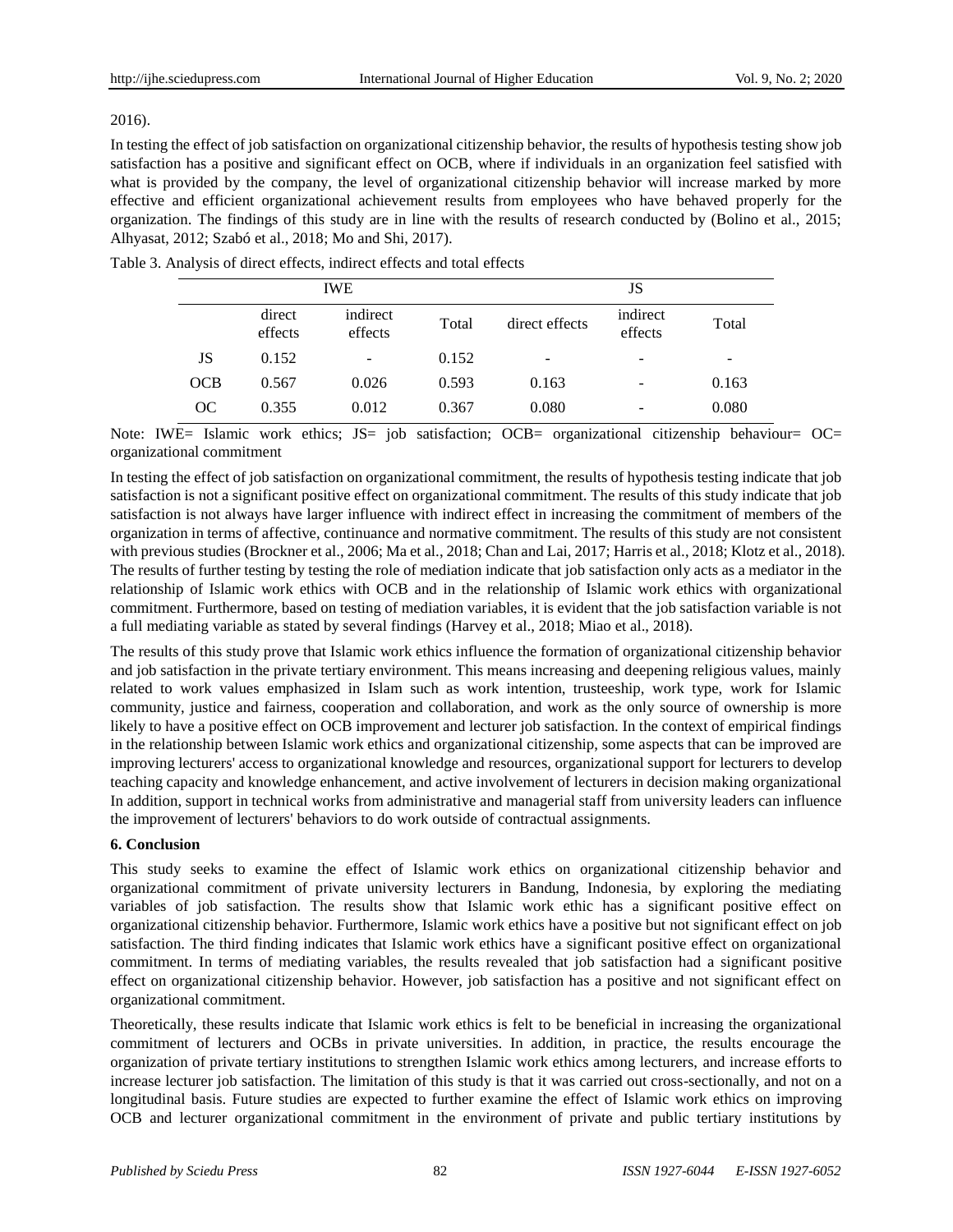2016).

In testing the effect of job satisfaction on organizational citizenship behavior, the results of hypothesis testing show job satisfaction has a positive and significant effect on OCB, where if individuals in an organization feel satisfied with what is provided by the company, the level of organizational citizenship behavior will increase marked by more effective and efficient organizational achievement results from employees who have behaved properly for the organization. The findings of this study are in line with the results of research conducted by (Bolino et al., 2015; Alhyasat, 2012; Szabó et al., 2018; Mo and Shi, 2017).

Table 3. Analysis of direct effects, indirect effects and total effects

| | IWE | | | JS | | |
|---|---|---|---|---|---|---|
| | direct effects | indirect effects | Total | direct effects | indirect effects | Total |
| JS | 0.152 | - | 0.152 | - | - | - |
| OCB | 0.567 | 0.026 | 0.593 | 0.163 | - | 0.163 |
| OC | 0.355 | 0.012 | 0.367 | 0.080 | - | 0.080 |

Note: IWE= Islamic work ethics; JS= job satisfaction; OCB= organizational citizenship behaviour= OC= organizational commitment

In testing the effect of job satisfaction on organizational commitment, the results of hypothesis testing indicate that job satisfaction is not a significant positive effect on organizational commitment. The results of this study indicate that job satisfaction is not always have larger influence with indirect effect in increasing the commitment of members of the organization in terms of affective, continuance and normative commitment. The results of this study are not consistent with previous studies (Brockner et al., 2006; Ma et al., 2018; Chan and Lai, 2017; Harris et al., 2018; Klotz et al., 2018). The results of further testing by testing the role of mediation indicate that job satisfaction only acts as a mediator in the relationship of Islamic work ethics with OCB and in the relationship of Islamic work ethics with organizational commitment. Furthermore, based on testing of mediation variables, it is evident that the job satisfaction variable is not a full mediating variable as stated by several findings (Harvey et al., 2018; Miao et al., 2018).

The results of this study prove that Islamic work ethics influence the formation of organizational citizenship behavior and job satisfaction in the private tertiary environment. This means increasing and deepening religious values, mainly related to work values emphasized in Islam such as work intention, trusteeship, work type, work for Islamic community, justice and fairness, cooperation and collaboration, and work as the only source of ownership is more likely to have a positive effect on OCB improvement and lecturer job satisfaction. In the context of empirical findings in the relationship between Islamic work ethics and organizational citizenship, some aspects that can be improved are improving lecturers' access to organizational knowledge and resources, organizational support for lecturers to develop teaching capacity and knowledge enhancement, and active involvement of lecturers in decision making organizational In addition, support in technical works from administrative and managerial staff from university leaders can influence the improvement of lecturers' behaviors to do work outside of contractual assignments.

## 6. Conclusion

This study seeks to examine the effect of Islamic work ethics on organizational citizenship behavior and organizational commitment of private university lecturers in Bandung, Indonesia, by exploring the mediating variables of job satisfaction. The results show that Islamic work ethic has a significant positive effect on organizational citizenship behavior. Furthermore, Islamic work ethics have a positive but not significant effect on job satisfaction. The third finding indicates that Islamic work ethics have a significant positive effect on organizational commitment. In terms of mediating variables, the results revealed that job satisfaction had a significant positive effect on organizational citizenship behavior. However, job satisfaction has a positive and not significant effect on organizational commitment.

Theoretically, these results indicate that Islamic work ethics is felt to be beneficial in increasing the organizational commitment of lecturers and OCBs in private universities. In addition, in practice, the results encourage the organization of private tertiary institutions to strengthen Islamic work ethics among lecturers, and increase efforts to increase lecturer job satisfaction. The limitation of this study is that it was carried out cross-sectionally, and not on a longitudinal basis. Future studies are expected to further examine the effect of Islamic work ethics on improving OCB and lecturer organizational commitment in the environment of private and public tertiary institutions by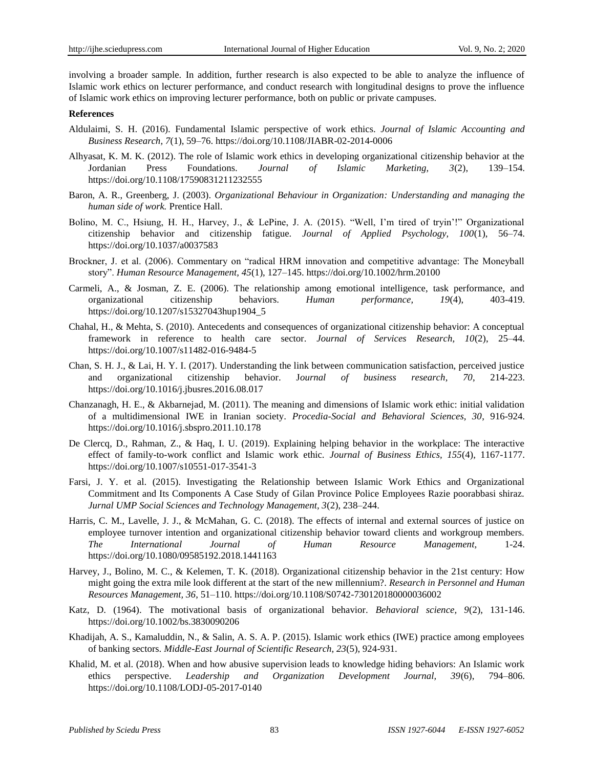involving a broader sample. In addition, further research is also expected to be able to analyze the influence of Islamic work ethics on lecturer performance, and conduct research with longitudinal designs to prove the influence of Islamic work ethics on improving lecturer performance, both on public or private campuses.

**References**

Aldulaimi, S. H. (2016). Fundamental Islamic perspective of work ethics. *Journal of Islamic Accounting and Business Research, 7*(1), 59–76. https://doi.org/10.1108/JIABR-02-2014-0006

Alhyasat, K. M. K. (2012). The role of Islamic work ethics in developing organizational citizenship behavior at the Jordanian Press Foundations. *Journal of Islamic Marketing, 3*(2), 139–154. https://doi.org/10.1108/17590831211232555

Baron, A. R., Greenberg, J. (2003). *Organizational Behaviour in Organization: Understanding and managing the human side of work.* Prentice Hall.

Bolino, M. C., Hsiung, H. H., Harvey, J., & LePine, J. A. (2015). "Well, I'm tired of tryin'!" Organizational citizenship behavior and citizenship fatigue. *Journal of Applied Psychology, 100*(1), 56–74. https://doi.org/10.1037/a0037583

Brockner, J. et al. (2006). Commentary on "radical HRM innovation and competitive advantage: The Moneyball story". *Human Resource Management, 45*(1), 127–145. https://doi.org/10.1002/hrm.20100

Carmeli, A., & Josman, Z. E. (2006). The relationship among emotional intelligence, task performance, and organizational citizenship behaviors. *Human performance, 19*(4), 403-419. https://doi.org/10.1207/s15327043hup1904_5

Chahal, H., & Mehta, S. (2010). Antecedents and consequences of organizational citizenship behavior: A conceptual framework in reference to health care sector. *Journal of Services Research, 10*(2), 25–44. https://doi.org/10.1007/s11482-016-9484-5

Chan, S. H. J., & Lai, H. Y. I. (2017). Understanding the link between communication satisfaction, perceived justice and organizational citizenship behavior. *Journal of business research, 70*, 214-223. https://doi.org/10.1016/j.jbusres.2016.08.017

Chanzanagh, H. E., & Akbarnejad, M. (2011). The meaning and dimensions of Islamic work ethic: initial validation of a multidimensional IWE in Iranian society. *Procedia-Social and Behavioral Sciences, 30*, 916-924. https://doi.org/10.1016/j.sbspro.2011.10.178

De Clercq, D., Rahman, Z., & Haq, I. U. (2019). Explaining helping behavior in the workplace: The interactive effect of family-to-work conflict and Islamic work ethic. *Journal of Business Ethics, 155*(4), 1167-1177. https://doi.org/10.1007/s10551-017-3541-3

Farsi, J. Y. et al. (2015). Investigating the Relationship between Islamic Work Ethics and Organizational Commitment and Its Components A Case Study of Gilan Province Police Employees Razie poorabbasi shiraz. *Jurnal UMP Social Sciences and Technology Management, 3*(2), 238–244.

Harris, C. M., Lavelle, J. J., & McMahan, G. C. (2018). The effects of internal and external sources of justice on employee turnover intention and organizational citizenship behavior toward clients and workgroup members. *The International Journal of Human Resource Management,* 1-24. https://doi.org/10.1080/09585192.2018.1441163

Harvey, J., Bolino, M. C., & Kelemen, T. K. (2018). Organizational citizenship behavior in the 21st century: How might going the extra mile look different at the start of the new millennium?. *Research in Personnel and Human Resources Management, 36*, 51–110. https://doi.org/10.1108/S0742-730120180000036002

Katz, D. (1964). The motivational basis of organizational behavior. *Behavioral science, 9*(2), 131-146. https://doi.org/10.1002/bs.3830090206

Khadijah, A. S., Kamaluddin, N., & Salin, A. S. A. P. (2015). Islamic work ethics (IWE) practice among employees of banking sectors. *Middle-East Journal of Scientific Research, 23*(5), 924-931.

Khalid, M. et al. (2018). When and how abusive supervision leads to knowledge hiding behaviors: An Islamic work ethics perspective. *Leadership and Organization Development Journal, 39*(6), 794–806. https://doi.org/10.1108/LODJ-05-2017-0140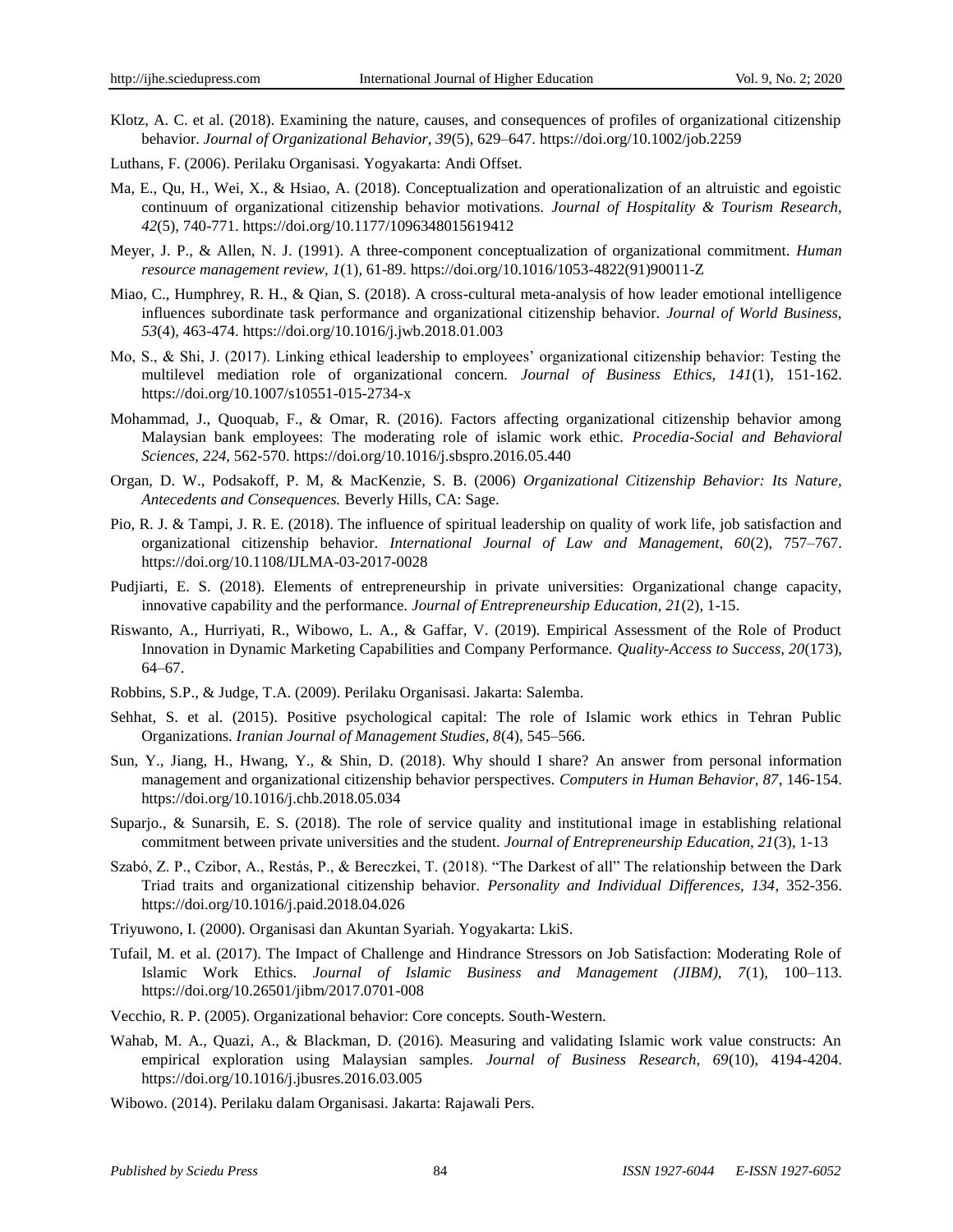Klotz, A. C. et al. (2018). Examining the nature, causes, and consequences of profiles of organizational citizenship behavior. *Journal of Organizational Behavior, 39*(5), 629–647. https://doi.org/10.1002/job.2259

Luthans, F. (2006). Perilaku Organisasi. Yogyakarta: Andi Offset.

Ma, E., Qu, H., Wei, X., & Hsiao, A. (2018). Conceptualization and operationalization of an altruistic and egoistic continuum of organizational citizenship behavior motivations. *Journal of Hospitality & Tourism Research, 42*(5), 740-771. https://doi.org/10.1177/1096348015619412

Meyer, J. P., & Allen, N. J. (1991). A three-component conceptualization of organizational commitment. *Human resource management review, 1*(1), 61-89. https://doi.org/10.1016/1053-4822(91)90011-Z

Miao, C., Humphrey, R. H., & Qian, S. (2018). A cross-cultural meta-analysis of how leader emotional intelligence influences subordinate task performance and organizational citizenship behavior. *Journal of World Business, 53*(4), 463-474. https://doi.org/10.1016/j.jwb.2018.01.003

Mo, S., & Shi, J. (2017). Linking ethical leadership to employees' organizational citizenship behavior: Testing the multilevel mediation role of organizational concern. *Journal of Business Ethics, 141*(1), 151-162. https://doi.org/10.1007/s10551-015-2734-x

Mohammad, J., Quoquab, F., & Omar, R. (2016). Factors affecting organizational citizenship behavior among Malaysian bank employees: The moderating role of islamic work ethic. *Procedia-Social and Behavioral Sciences, 224*, 562-570. https://doi.org/10.1016/j.sbspro.2016.05.440

Organ, D. W., Podsakoff, P. M, & MacKenzie, S. B. (2006) *Organizational Citizenship Behavior: Its Nature, Antecedents and Consequences.* Beverly Hills, CA: Sage.

Pio, R. J. & Tampi, J. R. E. (2018). The influence of spiritual leadership on quality of work life, job satisfaction and organizational citizenship behavior. *International Journal of Law and Management, 60*(2), 757–767. https://doi.org/10.1108/IJLMA-03-2017-0028

Pudjiarti, E. S. (2018). Elements of entrepreneurship in private universities: Organizational change capacity, innovative capability and the performance. *Journal of Entrepreneurship Education, 21*(2), 1-15.

Riswanto, A., Hurriyati, R., Wibowo, L. A., & Gaffar, V. (2019). Empirical Assessment of the Role of Product Innovation in Dynamic Marketing Capabilities and Company Performance. *Quality-Access to Success, 20*(173), 64–67.

Robbins, S.P., & Judge, T.A. (2009). Perilaku Organisasi. Jakarta: Salemba.

Sehhat, S. et al. (2015). Positive psychological capital: The role of Islamic work ethics in Tehran Public Organizations. *Iranian Journal of Management Studies, 8*(4), 545–566.

Sun, Y., Jiang, H., Hwang, Y., & Shin, D. (2018). Why should I share? An answer from personal information management and organizational citizenship behavior perspectives. *Computers in Human Behavior, 87*, 146-154. https://doi.org/10.1016/j.chb.2018.05.034

Suparjo., & Sunarsih, E. S. (2018). The role of service quality and institutional image in establishing relational commitment between private universities and the student. *Journal of Entrepreneurship Education, 21*(3), 1-13

Szabó, Z. P., Czibor, A., Restás, P., & Bereczkei, T. (2018). "The Darkest of all" The relationship between the Dark Triad traits and organizational citizenship behavior. *Personality and Individual Differences, 134*, 352-356. https://doi.org/10.1016/j.paid.2018.04.026

Triyuwono, I. (2000). Organisasi dan Akuntan Syariah. Yogyakarta: LkiS.

Tufail, M. et al. (2017). The Impact of Challenge and Hindrance Stressors on Job Satisfaction: Moderating Role of Islamic Work Ethics. *Journal of Islamic Business and Management (JIBM), 7*(1), 100–113. https://doi.org/10.26501/jibm/2017.0701-008

Vecchio, R. P. (2005). Organizational behavior: Core concepts. South-Western.

Wahab, M. A., Quazi, A., & Blackman, D. (2016). Measuring and validating Islamic work value constructs: An empirical exploration using Malaysian samples. *Journal of Business Research, 69*(10), 4194-4204. https://doi.org/10.1016/j.jbusres.2016.03.005

Wibowo. (2014). Perilaku dalam Organisasi. Jakarta: Rajawali Pers.